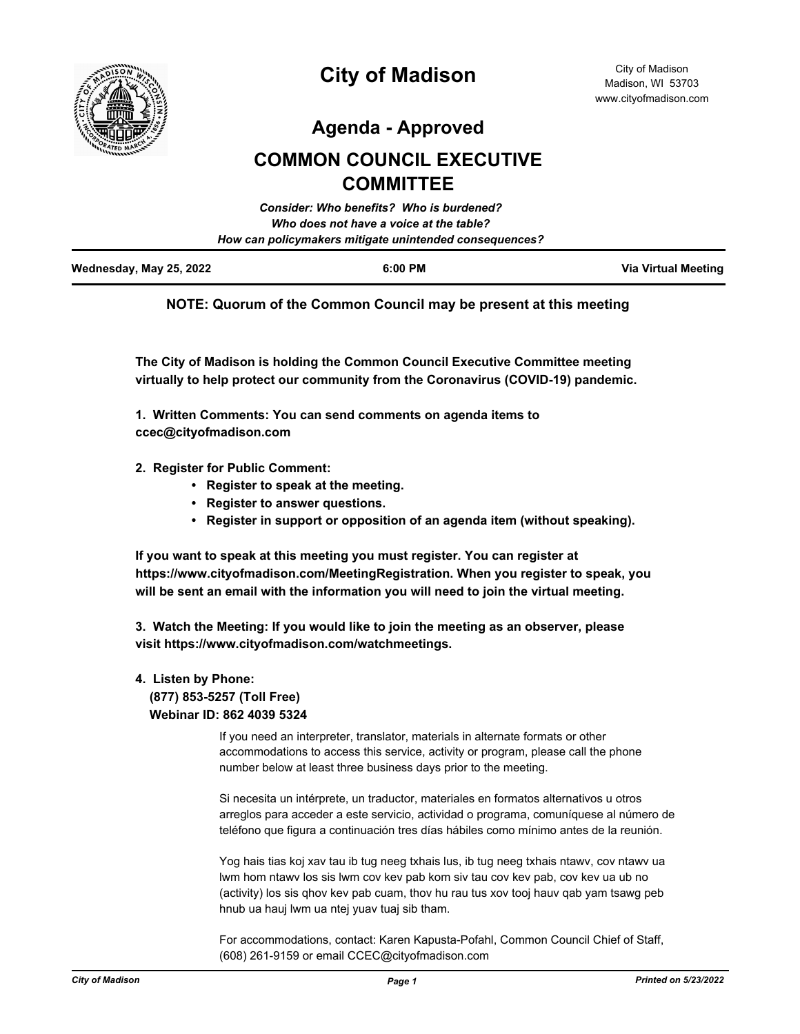# City of Madison

City of Madison
Madison, WI 53703
www.cityofmadison.com

## Agenda - Approved

## COMMON COUNCIL EXECUTIVE COMMITTEE

*Consider: Who benefits? Who is burdened?*
*Who does not have a voice at the table?*
*How can policymakers mitigate unintended consequences?*

---

**Wednesday, May 25, 2022** | **6:00 PM** | **Via Virtual Meeting**

---

**NOTE: Quorum of the Common Council may be present at this meeting**

**The City of Madison is holding the Common Council Executive Committee meeting virtually to help protect our community from the Coronavirus (COVID-19) pandemic.**

**1. Written Comments: You can send comments on agenda items to ccec@cityofmadison.com**

**2. Register for Public Comment:**

- **Register to speak at the meeting.**
- **Register to answer questions.**
- **Register in support or opposition of an agenda item (without speaking).**

**If you want to speak at this meeting you must register. You can register at https://www.cityofmadison.com/MeetingRegistration. When you register to speak, you will be sent an email with the information you will need to join the virtual meeting.**

**3. Watch the Meeting: If you would like to join the meeting as an observer, please visit https://www.cityofmadison.com/watchmeetings.**

**4. Listen by Phone:**
**(877) 853-5257 (Toll Free)**
**Webinar ID: 862 4039 5324**

If you need an interpreter, translator, materials in alternate formats or other accommodations to access this service, activity or program, please call the phone number below at least three business days prior to the meeting.

Si necesita un intérprete, un traductor, materiales en formatos alternativos u otros arreglos para acceder a este servicio, actividad o programa, comuníquese al número de teléfono que figura a continuación tres días hábiles como mínimo antes de la reunión.

Yog hais tias koj xav tau ib tug neeg txhais lus, ib tug neeg txhais ntawv, cov ntawv ua lwm hom ntawv los sis lwm cov kev pab kom siv tau cov kev pab, cov kev ua ub no (activity) los sis qhov kev pab cuam, thov hu rau tus xov tooj hauv qab yam tsawg peb hnub ua hauj lwm ua ntej yuav tuaj sib tham.

For accommodations, contact: Karen Kapusta-Pofahl, Common Council Chief of Staff, (608) 261-9159 or email CCEC@cityofmadison.com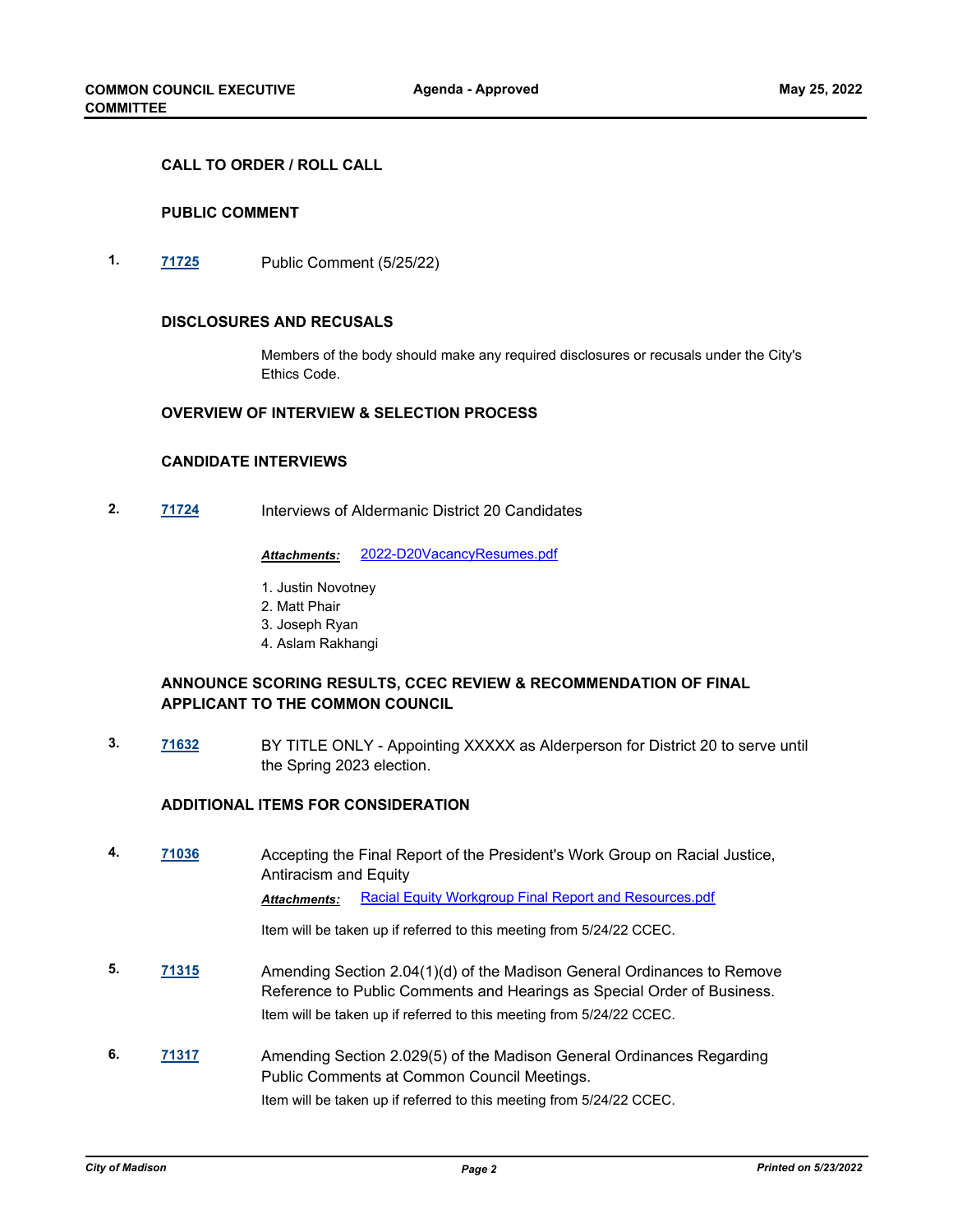## CALL TO ORDER / ROLL CALL

## PUBLIC COMMENT

**1.** **71725** Public Comment (5/25/22)

## DISCLOSURES AND RECUSALS

Members of the body should make any required disclosures or recusals under the City's Ethics Code.

## OVERVIEW OF INTERVIEW & SELECTION PROCESS

## CANDIDATE INTERVIEWS

**2.** **71724** Interviews of Aldermanic District 20 Candidates

***Attachments:*** 2022-D20VacancyResumes.pdf

1. Justin Novotney
2. Matt Phair
3. Joseph Ryan
4. Aslam Rakhangi

## ANNOUNCE SCORING RESULTS, CCEC REVIEW & RECOMMENDATION OF FINAL APPLICANT TO THE COMMON COUNCIL

**3.** **71632** BY TITLE ONLY - Appointing XXXXX as Alderperson for District 20 to serve until the Spring 2023 election.

## ADDITIONAL ITEMS FOR CONSIDERATION

**4.** **71036** Accepting the Final Report of the President's Work Group on Racial Justice, Antiracism and Equity

***Attachments:*** Racial Equity Workgroup Final Report and Resources.pdf

Item will be taken up if referred to this meeting from 5/24/22 CCEC.

**5.** **71315** Amending Section 2.04(1)(d) of the Madison General Ordinances to Remove Reference to Public Comments and Hearings as Special Order of Business.

Item will be taken up if referred to this meeting from 5/24/22 CCEC.

**6.** **71317** Amending Section 2.029(5) of the Madison General Ordinances Regarding Public Comments at Common Council Meetings.

Item will be taken up if referred to this meeting from 5/24/22 CCEC.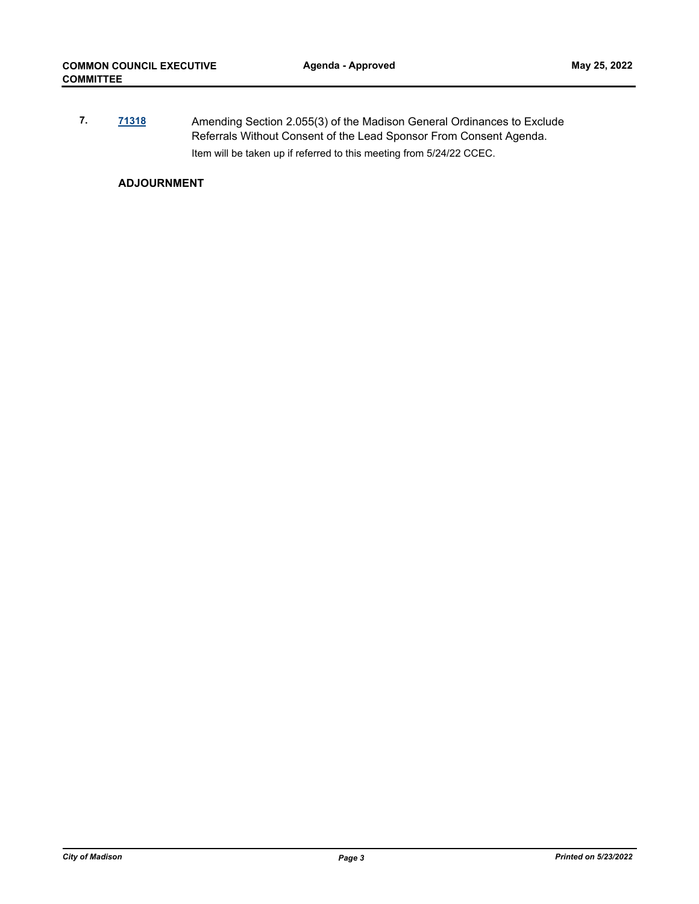7. **71318** Amending Section 2.055(3) of the Madison General Ordinances to Exclude Referrals Without Consent of the Lead Sponsor From Consent Agenda.

Item will be taken up if referred to this meeting from 5/24/22 CCEC.

**ADJOURNMENT**